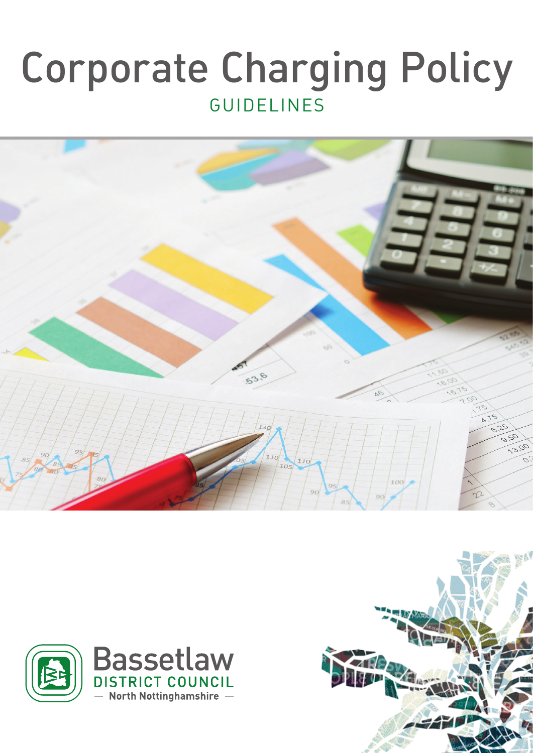# Corporate Charging Policy

## GUIDELINES

Bassetlaw
DISTRICT COUNCIL
— North Nottinghamshire —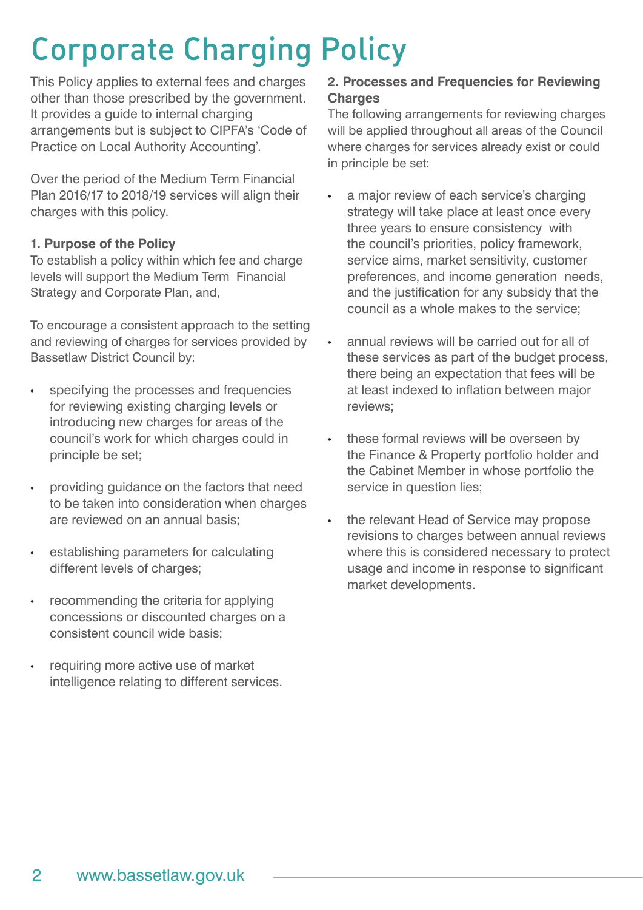# Corporate Charging Policy

This Policy applies to external fees and charges other than those prescribed by the government. It provides a guide to internal charging arrangements but is subject to CIPFA's 'Code of Practice on Local Authority Accounting'.

Over the period of the Medium Term Financial Plan 2016/17 to 2018/19 services will align their charges with this policy.

**1. Purpose of the Policy**

To establish a policy within which fee and charge levels will support the Medium Term Financial Strategy and Corporate Plan, and,

To encourage a consistent approach to the setting and reviewing of charges for services provided by Bassetlaw District Council by:

- specifying the processes and frequencies for reviewing existing charging levels or introducing new charges for areas of the council's work for which charges could in principle be set;
- providing guidance on the factors that need to be taken into consideration when charges are reviewed on an annual basis;
- establishing parameters for calculating different levels of charges;
- recommending the criteria for applying concessions or discounted charges on a consistent council wide basis;
- requiring more active use of market intelligence relating to different services.

**2. Processes and Frequencies for Reviewing Charges**

The following arrangements for reviewing charges will be applied throughout all areas of the Council where charges for services already exist or could in principle be set:

- a major review of each service's charging strategy will take place at least once every three years to ensure consistency with the council's priorities, policy framework, service aims, market sensitivity, customer preferences, and income generation needs, and the justification for any subsidy that the council as a whole makes to the service;
- annual reviews will be carried out for all of these services as part of the budget process, there being an expectation that fees will be at least indexed to inflation between major reviews;
- these formal reviews will be overseen by the Finance & Property portfolio holder and the Cabinet Member in whose portfolio the service in question lies;
- the relevant Head of Service may propose revisions to charges between annual reviews where this is considered necessary to protect usage and income in response to significant market developments.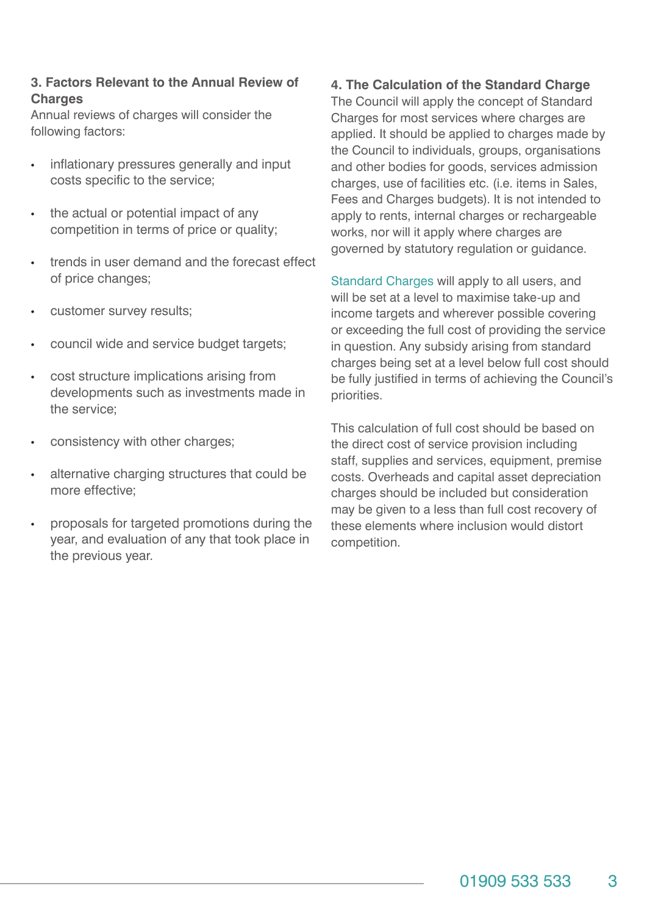## 3. Factors Relevant to the Annual Review of Charges

Annual reviews of charges will consider the following factors:

- inflationary pressures generally and input costs specific to the service;
- the actual or potential impact of any competition in terms of price or quality;
- trends in user demand and the forecast effect of price changes;
- customer survey results;
- council wide and service budget targets;
- cost structure implications arising from developments such as investments made in the service;
- consistency with other charges;
- alternative charging structures that could be more effective;
- proposals for targeted promotions during the year, and evaluation of any that took place in the previous year.

## 4. The Calculation of the Standard Charge

The Council will apply the concept of Standard Charges for most services where charges are applied. It should be applied to charges made by the Council to individuals, groups, organisations and other bodies for goods, services admission charges, use of facilities etc. (i.e. items in Sales, Fees and Charges budgets). It is not intended to apply to rents, internal charges or rechargeable works, nor will it apply where charges are governed by statutory regulation or guidance.

Standard Charges will apply to all users, and will be set at a level to maximise take-up and income targets and wherever possible covering or exceeding the full cost of providing the service in question. Any subsidy arising from standard charges being set at a level below full cost should be fully justified in terms of achieving the Council's priorities.

This calculation of full cost should be based on the direct cost of service provision including staff, supplies and services, equipment, premise costs. Overheads and capital asset depreciation charges should be included but consideration may be given to a less than full cost recovery of these elements where inclusion would distort competition.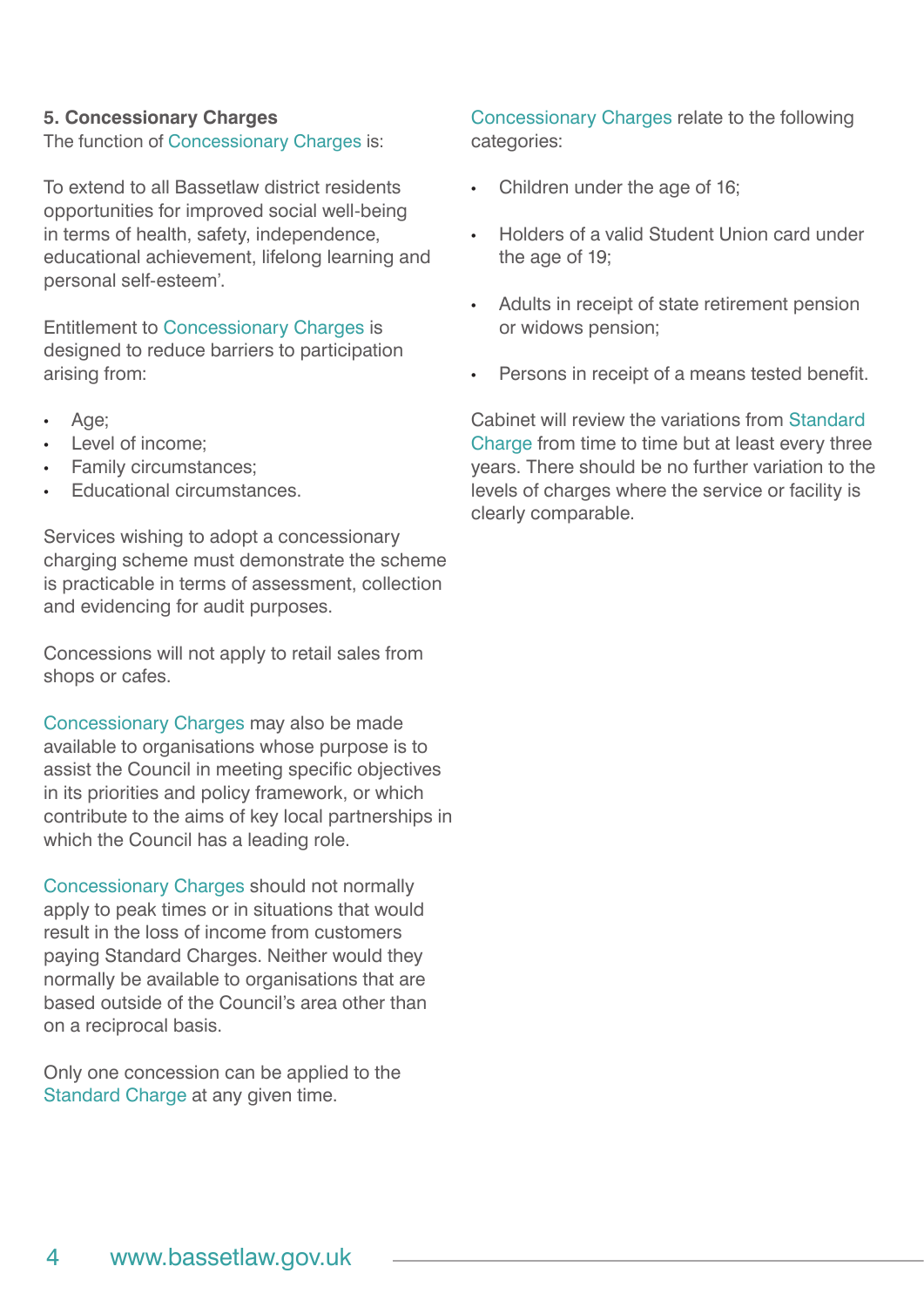## 5. Concessionary Charges

The function of Concessionary Charges is:

To extend to all Bassetlaw district residents opportunities for improved social well-being in terms of health, safety, independence, educational achievement, lifelong learning and personal self-esteem'.

Entitlement to Concessionary Charges is designed to reduce barriers to participation arising from:

- Age;
- Level of income;
- Family circumstances;
- Educational circumstances.

Services wishing to adopt a concessionary charging scheme must demonstrate the scheme is practicable in terms of assessment, collection and evidencing for audit purposes.

Concessions will not apply to retail sales from shops or cafes.

Concessionary Charges may also be made available to organisations whose purpose is to assist the Council in meeting specific objectives in its priorities and policy framework, or which contribute to the aims of key local partnerships in which the Council has a leading role.

Concessionary Charges should not normally apply to peak times or in situations that would result in the loss of income from customers paying Standard Charges. Neither would they normally be available to organisations that are based outside of the Council's area other than on a reciprocal basis.

Only one concession can be applied to the Standard Charge at any given time.

Concessionary Charges relate to the following categories:

- Children under the age of 16;
- Holders of a valid Student Union card under the age of 19;
- Adults in receipt of state retirement pension or widows pension;
- Persons in receipt of a means tested benefit.

Cabinet will review the variations from Standard Charge from time to time but at least every three years. There should be no further variation to the levels of charges where the service or facility is clearly comparable.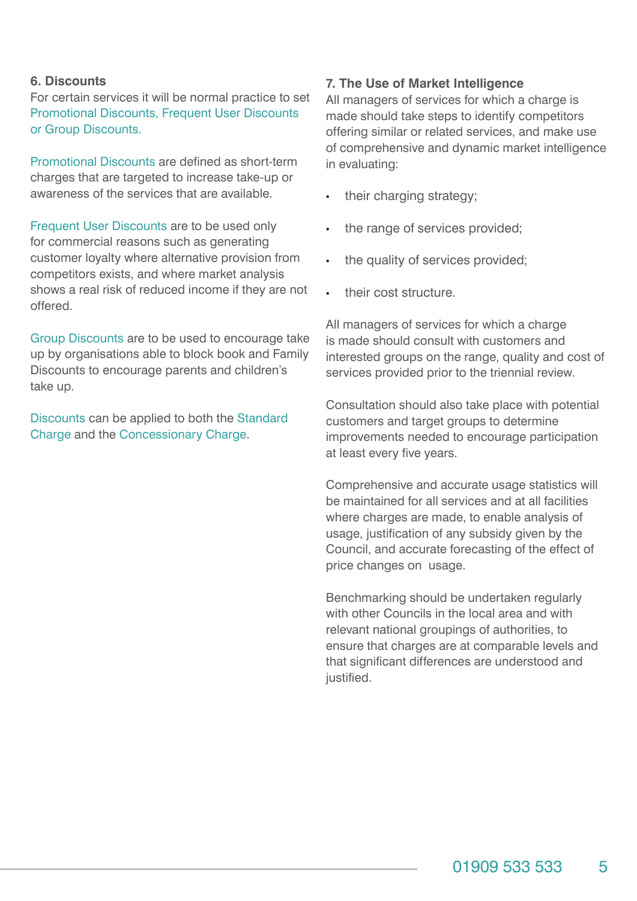## 6. Discounts

For certain services it will be normal practice to set Promotional Discounts, Frequent User Discounts or Group Discounts.

Promotional Discounts are defined as short-term charges that are targeted to increase take-up or awareness of the services that are available.

Frequent User Discounts are to be used only for commercial reasons such as generating customer loyalty where alternative provision from competitors exists, and where market analysis shows a real risk of reduced income if they are not offered.

Group Discounts are to be used to encourage take up by organisations able to block book and Family Discounts to encourage parents and children's take up.

Discounts can be applied to both the Standard Charge and the Concessionary Charge.

## 7. The Use of Market Intelligence

All managers of services for which a charge is made should take steps to identify competitors offering similar or related services, and make use of comprehensive and dynamic market intelligence in evaluating:

- their charging strategy;
- the range of services provided;
- the quality of services provided;
- their cost structure.

All managers of services for which a charge is made should consult with customers and interested groups on the range, quality and cost of services provided prior to the triennial review.

Consultation should also take place with potential customers and target groups to determine improvements needed to encourage participation at least every five years.

Comprehensive and accurate usage statistics will be maintained for all services and at all facilities where charges are made, to enable analysis of usage, justification of any subsidy given by the Council, and accurate forecasting of the effect of price changes on usage.

Benchmarking should be undertaken regularly with other Councils in the local area and with relevant national groupings of authorities, to ensure that charges are at comparable levels and that significant differences are understood and justified.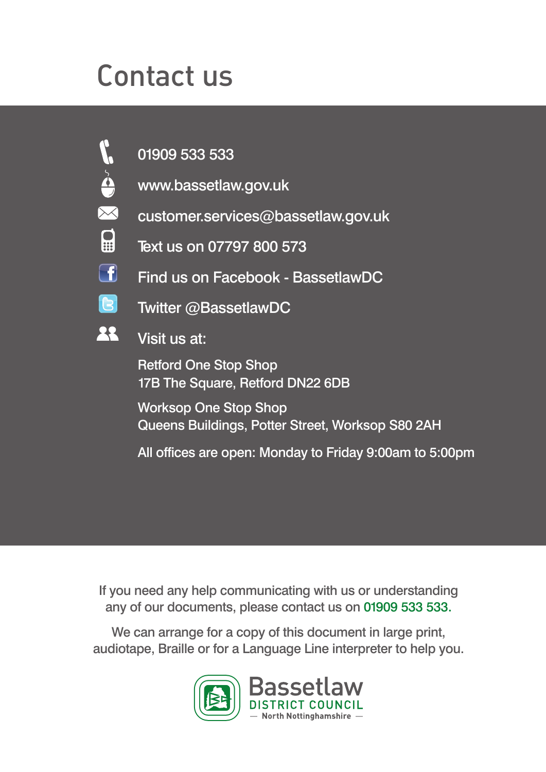# Contact us

01909 533 533

www.bassetlaw.gov.uk

customer.services@bassetlaw.gov.uk

Text us on 07797 800 573

Find us on Facebook - BassetlawDC

Twitter @BassetlawDC

Visit us at:

Retford One Stop Shop
17B The Square, Retford DN22 6DB

Worksop One Stop Shop
Queens Buildings, Potter Street, Worksop S80 2AH

All offices are open: Monday to Friday 9:00am to 5:00pm

If you need any help communicating with us or understanding any of our documents, please contact us on 01909 533 533.

We can arrange for a copy of this document in large print, audiotape, Braille or for a Language Line interpreter to help you.

Bassetlaw
DISTRICT COUNCIL
— North Nottinghamshire —